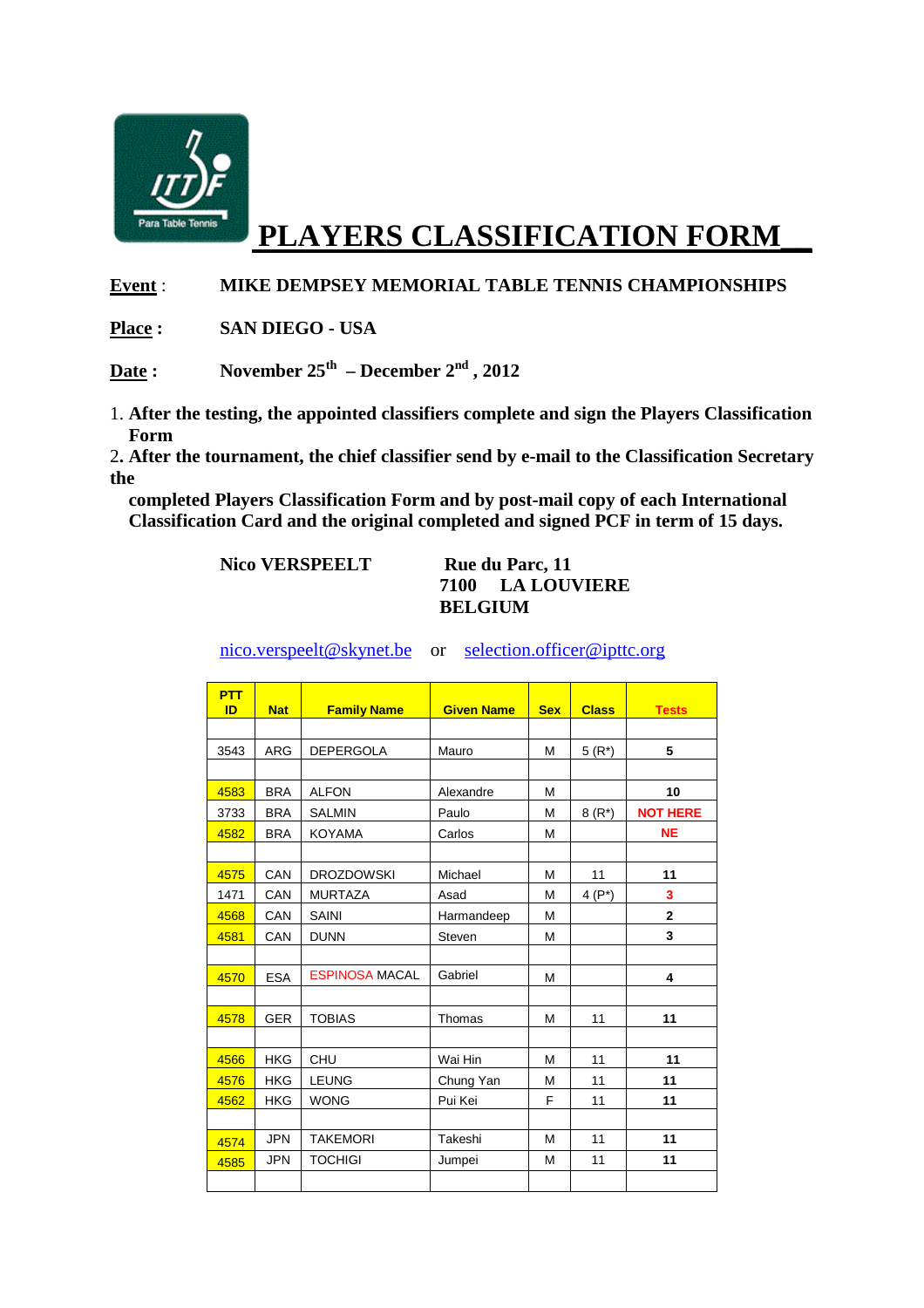# PLAYERS CLASSIFICATION FORM

**Event** : **MIKE DEMPSEY MEMORIAL TABLE TENNIS CHAMPIONSHIPS**

**Place :** **SAN DIEGO - USA**

**Date :** **November 25th – December 2nd , 2012**

1. **After the testing, the appointed classifiers complete and sign the Players Classification Form**
2. **After the tournament, the chief classifier send by e-mail to the Classification Secretary the completed Players Classification Form and by post-mail copy of each International Classification Card and the original completed and signed PCF in term of 15 days.**

**Nico VERSPEELT** **Rue du Parc, 11**
**7100 LA LOUVIERE**
**BELGIUM**

nico.verspeelt@skynet.be or selection.officer@ipttc.org

| PTT ID | Nat | Family Name | Given Name | Sex | Class | Tests |
|---|---|---|---|---|---|---|
| | | | | | | |
| 3543 | ARG | DEPERGOLA | Mauro | M | 5 (R*) | 5 |
| | | | | | | |
| 4583 | BRA | ALFON | Alexandre | M | | 10 |
| 3733 | BRA | SALMIN | Paulo | M | 8 (R*) | NOT HERE |
| 4582 | BRA | KOYAMA | Carlos | M | | NE |
| | | | | | | |
| 4575 | CAN | DROZDOWSKI | Michael | M | 11 | 11 |
| 1471 | CAN | MURTAZA | Asad | M | 4 (P*) | 3 |
| 4568 | CAN | SAINI | Harmandeep | M | | 2 |
| 4581 | CAN | DUNN | Steven | M | | 3 |
| | | | | | | |
| 4570 | ESA | ESPINOSA MACAL | Gabriel | M | | 4 |
| | | | | | | |
| 4578 | GER | TOBIAS | Thomas | M | 11 | 11 |
| | | | | | | |
| 4566 | HKG | CHU | Wai Hin | M | 11 | 11 |
| 4576 | HKG | LEUNG | Chung Yan | M | 11 | 11 |
| 4562 | HKG | WONG | Pui Kei | F | 11 | 11 |
| | | | | | | |
| 4574 | JPN | TAKEMORI | Takeshi | M | 11 | 11 |
| 4585 | JPN | TOCHIGI | Jumpei | M | 11 | 11 |
| | | | | | | |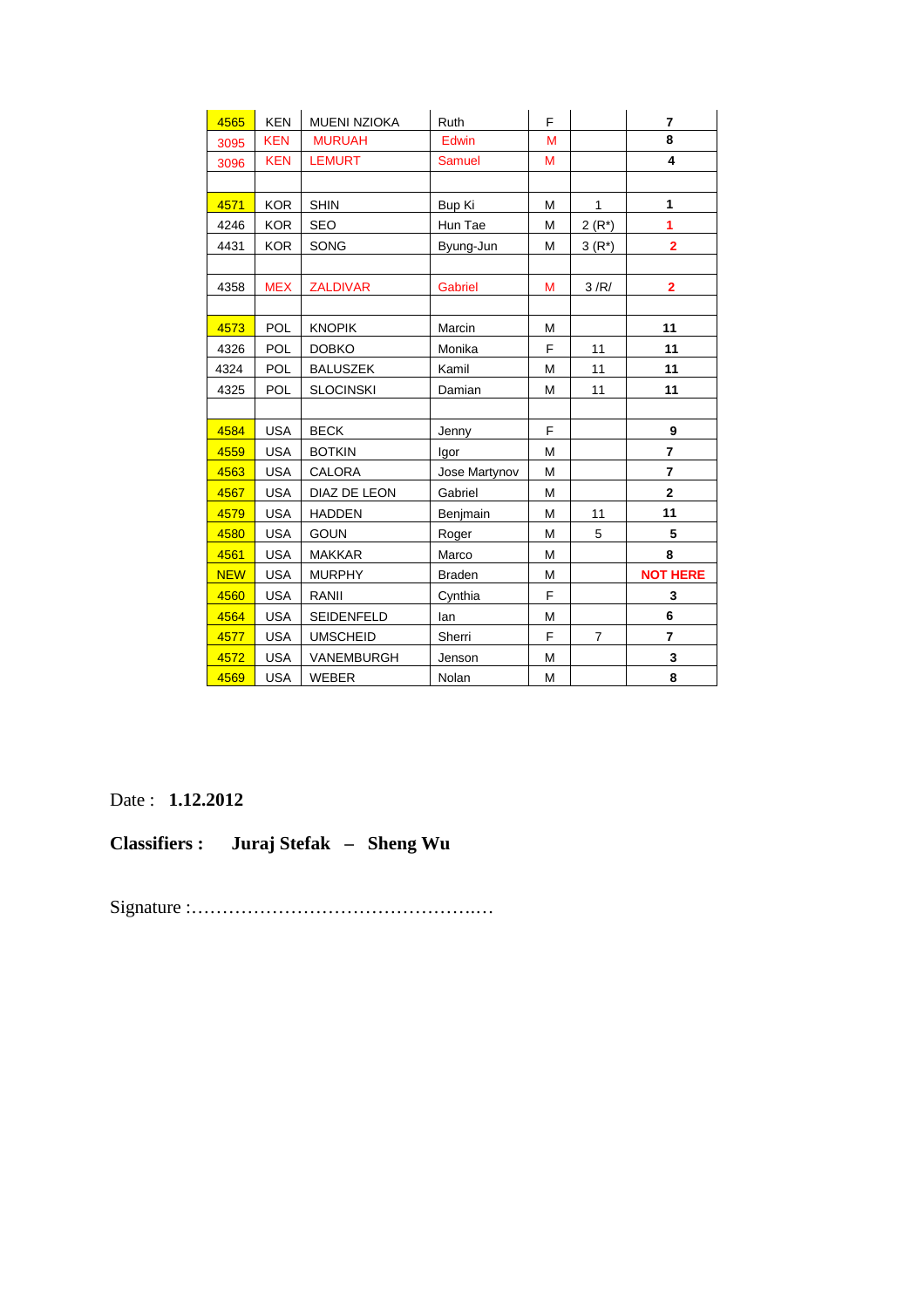| | | | | | | |
|---|---|---|---|---|---|---|
| 4565 | KEN | MUENI NZIOKA | Ruth | F | | 7 |
| 3095 | KEN | MURUAH | Edwin | M | | 8 |
| 3096 | KEN | LEMURT | Samuel | M | | 4 |
| | | | | | | |
| 4571 | KOR | SHIN | Bup Ki | M | 1 | 1 |
| 4246 | KOR | SEO | Hun Tae | M | 2 (R*) | 1 |
| 4431 | KOR | SONG | Byung-Jun | M | 3 (R*) | 2 |
| | | | | | | |
| 4358 | MEX | ZALDIVAR | Gabriel | M | 3 /R/ | 2 |
| | | | | | | |
| 4573 | POL | KNOPIK | Marcin | M | | 11 |
| 4326 | POL | DOBKO | Monika | F | 11 | 11 |
| 4324 | POL | BALUSZEK | Kamil | M | 11 | 11 |
| 4325 | POL | SLOCINSKI | Damian | M | 11 | 11 |
| | | | | | | |
| 4584 | USA | BECK | Jenny | F | | 9 |
| 4559 | USA | BOTKIN | Igor | M | | 7 |
| 4563 | USA | CALORA | Jose Martynov | M | | 7 |
| 4567 | USA | DIAZ DE LEON | Gabriel | M | | 2 |
| 4579 | USA | HADDEN | Benjmain | M | 11 | 11 |
| 4580 | USA | GOUN | Roger | M | 5 | 5 |
| 4561 | USA | MAKKAR | Marco | M | | 8 |
| NEW | USA | MURPHY | Braden | M | | NOT HERE |
| 4560 | USA | RANII | Cynthia | F | | 3 |
| 4564 | USA | SEIDENFELD | Ian | M | | 6 |
| 4577 | USA | UMSCHEID | Sherri | F | 7 | 7 |
| 4572 | USA | VANEMBURGH | Jenson | M | | 3 |
| 4569 | USA | WEBER | Nolan | M | | 8 |

Date : **1.12.2012**

**Classifiers : Juraj Stefak – Sheng Wu**

Signature :…………………………………………..…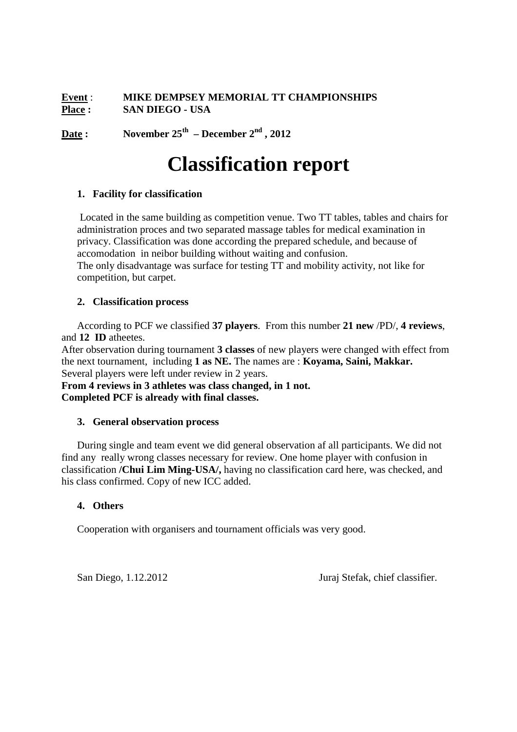**Event** : **MIKE DEMPSEY MEMORIAL TT CHAMPIONSHIPS**
**Place :** **SAN DIEGO - USA**

**Date :** **November 25th – December 2nd , 2012**

# Classification report

## 1. Facility for classification

Located in the same building as competition venue. Two TT tables, tables and chairs for administration proces and two separated massage tables for medical examination in privacy. Classification was done according the prepared schedule, and because of accomodation in neibor building without waiting and confusion.
The only disadvantage was surface for testing TT and mobility activity, not like for competition, but carpet.

## 2. Classification process

According to PCF we classified **37 players**. From this number **21 new** /PD/, **4 reviews**, and **12 ID** atheetes.
After observation during tournament **3 classes** of new players were changed with effect from the next tournament, including **1 as NE.** The names are : **Koyama, Saini, Makkar.**
Several players were left under review in 2 years.
**From 4 reviews in 3 athletes was class changed, in 1 not.**
**Completed PCF is already with final classes.**

## 3. General observation process

During single and team event we did general observation af all participants. We did not find any really wrong classes necessary for review. One home player with confusion in classification **/Chui Lim Ming-USA/,** having no classification card here, was checked, and his class confirmed. Copy of new ICC added.

## 4. Others

Cooperation with organisers and tournament officials was very good.

San Diego, 1.12.2012 Juraj Stefak, chief classifier.